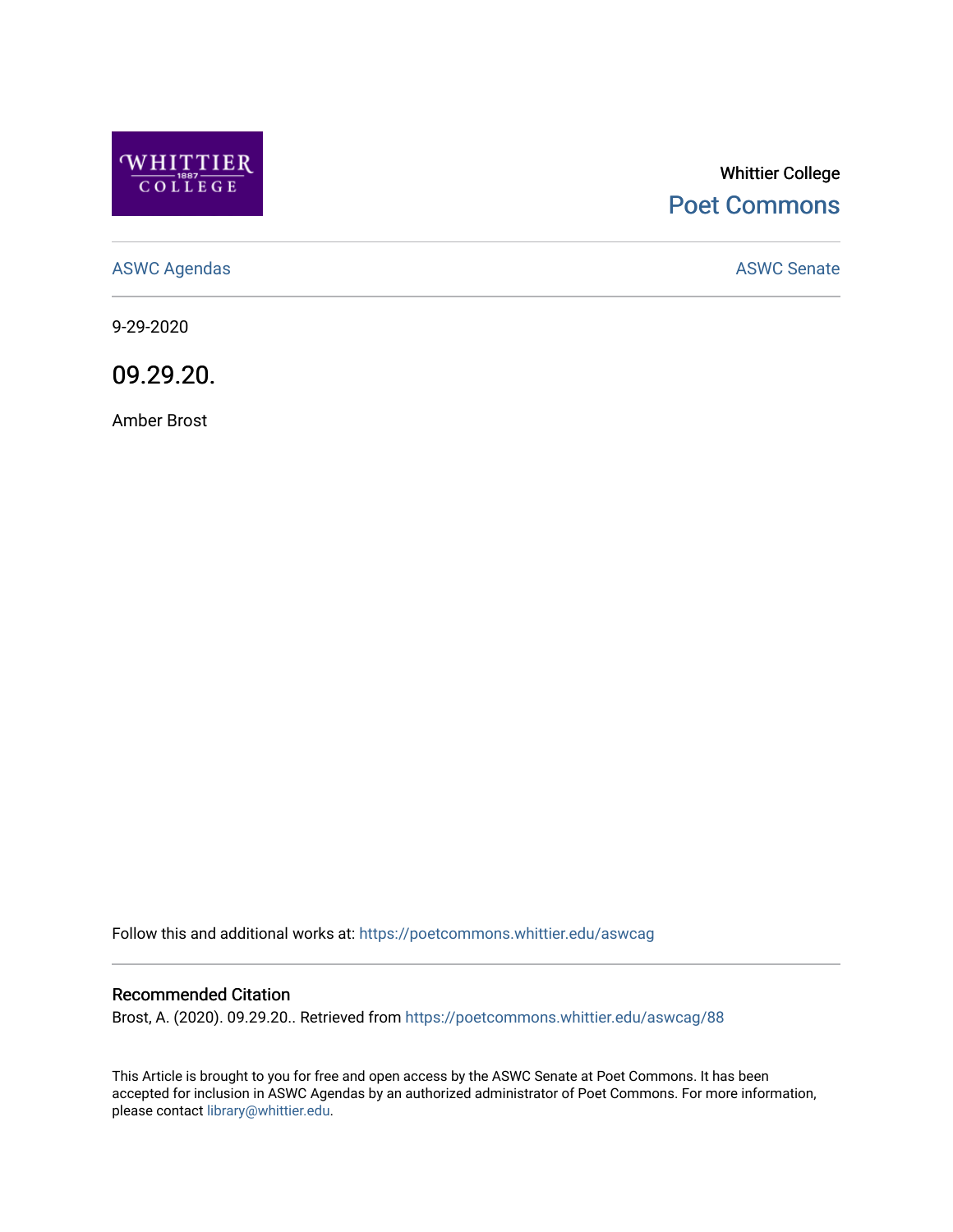Whittier College

Poet Commons

ASWC Agendas

ASWC Senate

9-29-2020

# 09.29.20.

Amber Brost

Follow this and additional works at: https://poetcommons.whittier.edu/aswcag

## Recommended Citation

Brost, A. (2020). 09.29.20.. Retrieved from https://poetcommons.whittier.edu/aswcag/88

This Article is brought to you for free and open access by the ASWC Senate at Poet Commons. It has been accepted for inclusion in ASWC Agendas by an authorized administrator of Poet Commons. For more information, please contact library@whittier.edu.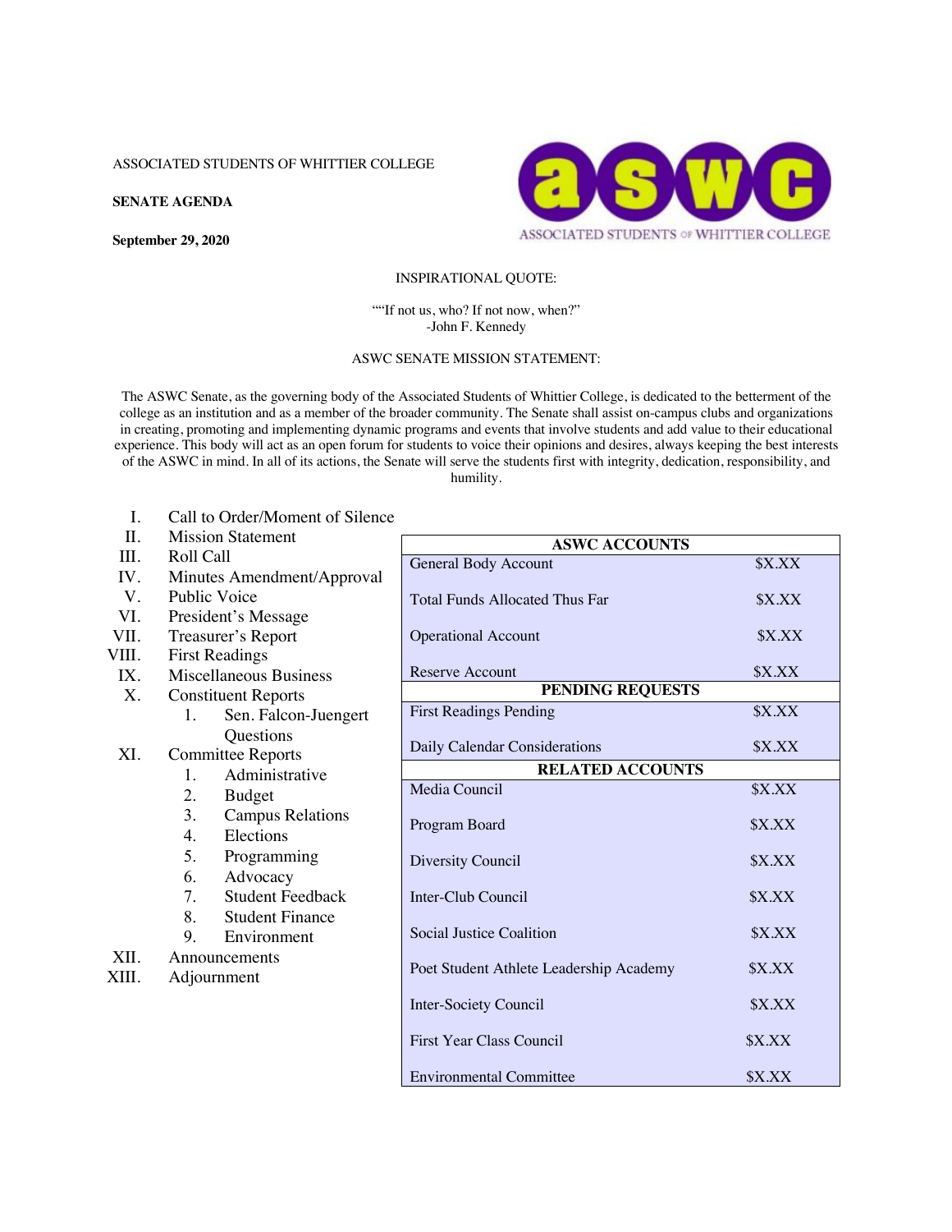ASSOCIATED STUDENTS OF WHITTIER COLLEGE

**SENATE AGENDA**

**September 29, 2020**

INSPIRATIONAL QUOTE:

""If not us, who? If not now, when?"
-John F. Kennedy

ASWC SENATE MISSION STATEMENT:

The ASWC Senate, as the governing body of the Associated Students of Whittier College, is dedicated to the betterment of the college as an institution and as a member of the broader community. The Senate shall assist on-campus clubs and organizations in creating, promoting and implementing dynamic programs and events that involve students and add value to their educational experience. This body will act as an open forum for students to voice their opinions and desires, always keeping the best interests of the ASWC in mind. In all of its actions, the Senate will serve the students first with integrity, dedication, responsibility, and humility.

I. Call to Order/Moment of Silence
II. Mission Statement
III. Roll Call
IV. Minutes Amendment/Approval
V. Public Voice
VI. President's Message
VII. Treasurer's Report
VIII. First Readings
IX. Miscellaneous Business
X. Constituent Reports
    1. Sen. Falcon-Juengert Questions
XI. Committee Reports
    1. Administrative
    2. Budget
    3. Campus Relations
    4. Elections
    5. Programming
    6. Advocacy
    7. Student Feedback
    8. Student Finance
    9. Environment
XII. Announcements
XIII. Adjournment

| | |
|---|---|
| **ASWC ACCOUNTS** | |
| General Body Account | $X.XX |
| Total Funds Allocated Thus Far | $X.XX |
| Operational Account | $X.XX |
| Reserve Account | $X.XX |
| **PENDING REQUESTS** | |
| First Readings Pending | $X.XX |
| Daily Calendar Considerations | $X.XX |
| **RELATED ACCOUNTS** | |
| Media Council | $X.XX |
| Program Board | $X.XX |
| Diversity Council | $X.XX |
| Inter-Club Council | $X.XX |
| Social Justice Coalition | $X.XX |
| Poet Student Athlete Leadership Academy | $X.XX |
| Inter-Society Council | $X.XX |
| First Year Class Council | $X.XX |
| Environmental Committee | $X.XX |